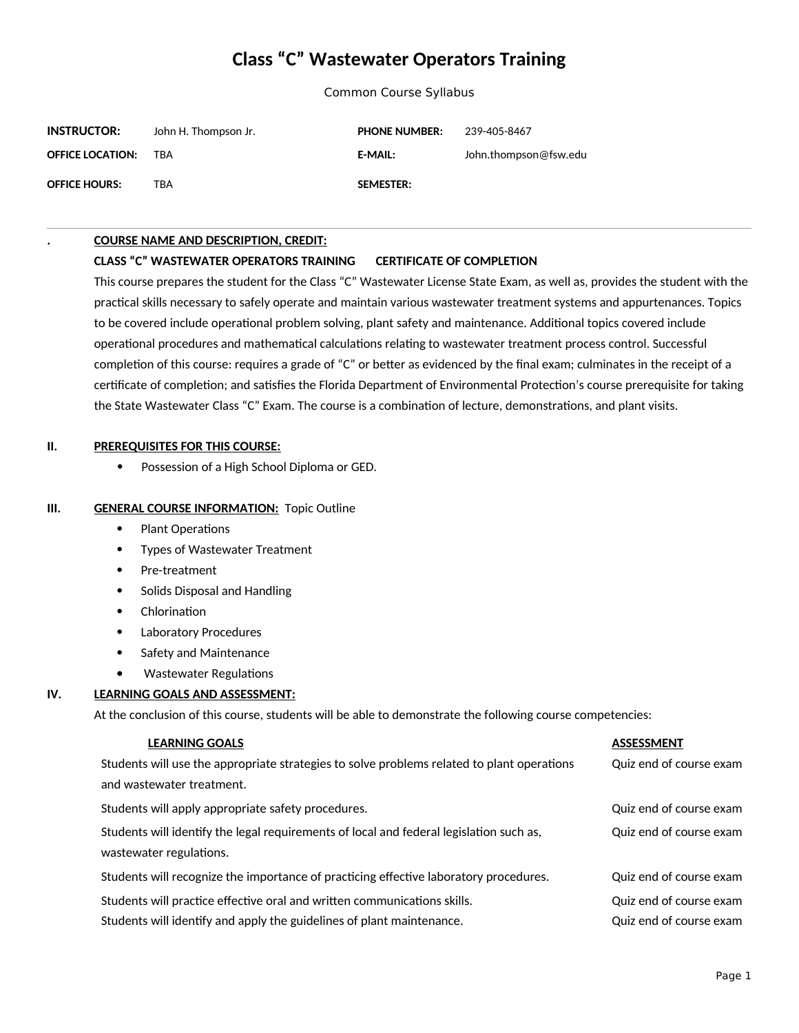# Class “C” Wastewater Operators Training

Common Course Syllabus

| | | | |
|---|---|---|---|
| **INSTRUCTOR:** | John H. Thompson Jr. | **PHONE NUMBER:** | 239-405-8467 |
| **OFFICE LOCATION:** | TBA | **E-MAIL:** | John.thompson@fsw.edu |
| **OFFICE HOURS:** | TBA | **SEMESTER:** | |

---

**.** **COURSE NAME AND DESCRIPTION, CREDIT:**

**CLASS “C” WASTEWATER OPERATORS TRAINING CERTIFICATE OF COMPLETION**

This course prepares the student for the Class “C” Wastewater License State Exam, as well as, provides the student with the practical skills necessary to safely operate and maintain various wastewater treatment systems and appurtenances. Topics to be covered include operational problem solving, plant safety and maintenance. Additional topics covered include operational procedures and mathematical calculations relating to wastewater treatment process control. Successful completion of this course: requires a grade of “C” or better as evidenced by the final exam; culminates in the receipt of a certificate of completion; and satisfies the Florida Department of Environmental Protection’s course prerequisite for taking the State Wastewater Class “C” Exam. The course is a combination of lecture, demonstrations, and plant visits.

**II.** **PREREQUISITES FOR THIS COURSE:**

- Possession of a High School Diploma or GED.

**III.** **GENERAL COURSE INFORMATION:** Topic Outline

- Plant Operations
- Types of Wastewater Treatment
- Pre-treatment
- Solids Disposal and Handling
- Chlorination
- Laboratory Procedures
- Safety and Maintenance
- Wastewater Regulations

**IV.** **LEARNING GOALS AND ASSESSMENT:**

At the conclusion of this course, students will be able to demonstrate the following course competencies:

| LEARNING GOALS | ASSESSMENT |
|---|---|
| Students will use the appropriate strategies to solve problems related to plant operations and wastewater treatment. | Quiz end of course exam |
| Students will apply appropriate safety procedures. | Quiz end of course exam |
| Students will identify the legal requirements of local and federal legislation such as, wastewater regulations. | Quiz end of course exam |
| Students will recognize the importance of practicing effective laboratory procedures. | Quiz end of course exam |
| Students will practice effective oral and written communications skills. | Quiz end of course exam |
| Students will identify and apply the guidelines of plant maintenance. | Quiz end of course exam |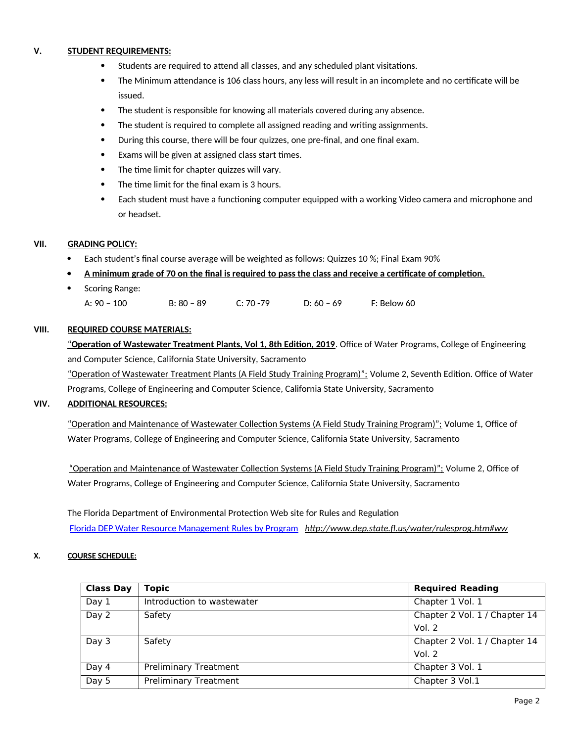## V. STUDENT REQUIREMENTS:

- Students are required to attend all classes, and any scheduled plant visitations.
- The Minimum attendance is 106 class hours, any less will result in an incomplete and no certificate will be issued.
- The student is responsible for knowing all materials covered during any absence.
- The student is required to complete all assigned reading and writing assignments.
- During this course, there will be four quizzes, one pre-final, and one final exam.
- Exams will be given at assigned class start times.
- The time limit for chapter quizzes will vary.
- The time limit for the final exam is 3 hours.
- Each student must have a functioning computer equipped with a working Video camera and microphone and or headset.

## VII. GRADING POLICY:

- Each student's final course average will be weighted as follows: Quizzes 10 %; Final Exam 90%
- **A minimum grade of 70 on the final is required to pass the class and receive a certificate of completion.**
- Scoring Range:

  A: 90 – 100 B: 80 – 89 C: 70 -79 D: 60 – 69 F: Below 60

## VIII. REQUIRED COURSE MATERIALS:

"**Operation of Wastewater Treatment Plants, Vol 1, 8th Edition, 2019**. Office of Water Programs, College of Engineering and Computer Science, California State University, Sacramento

"Operation of Wastewater Treatment Plants (A Field Study Training Program)"; Volume 2, Seventh Edition. Office of Water Programs, College of Engineering and Computer Science, California State University, Sacramento

## VIV. ADDITIONAL RESOURCES:

"Operation and Maintenance of Wastewater Collection Systems (A Field Study Training Program)"; Volume 1, Office of Water Programs, College of Engineering and Computer Science, California State University, Sacramento

"Operation and Maintenance of Wastewater Collection Systems (A Field Study Training Program)"; Volume 2, Office of Water Programs, College of Engineering and Computer Science, California State University, Sacramento

The Florida Department of Environmental Protection Web site for Rules and Regulation
[Florida DEP Water Resource Management Rules by Program](http://www.dep.state.fl.us/water/rulesprog.htm#ww) *http://www.dep.state.fl.us/water/rulesprog.htm#ww*

## X. COURSE SCHEDULE:

| Class Day | Topic | Required Reading |
|---|---|---|
| Day 1 | Introduction to wastewater | Chapter 1 Vol. 1 |
| Day 2 | Safety | Chapter 2 Vol. 1 / Chapter 14 Vol. 2 |
| Day 3 | Safety | Chapter 2 Vol. 1 / Chapter 14 Vol. 2 |
| Day 4 | Preliminary Treatment | Chapter 3 Vol. 1 |
| Day 5 | Preliminary Treatment | Chapter 3 Vol.1 |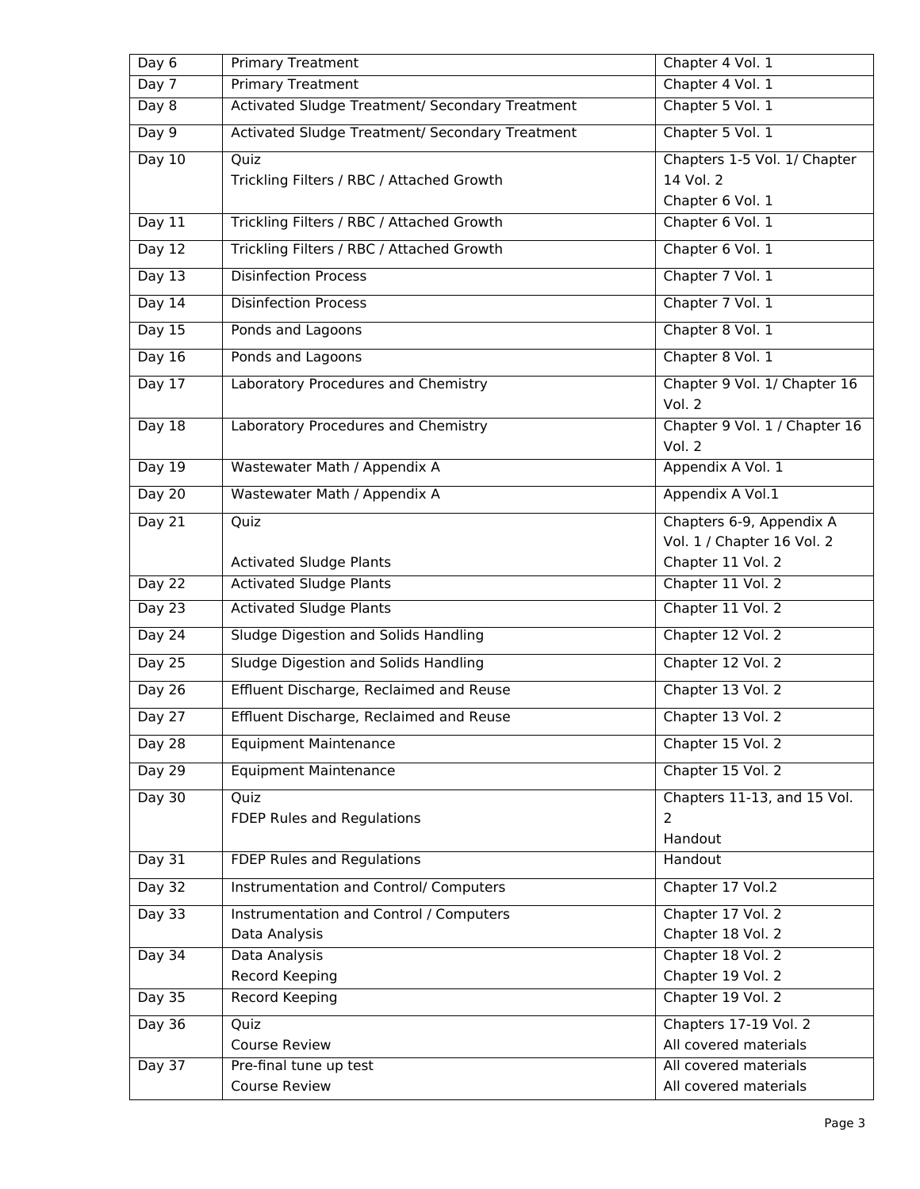| Day 6 | Primary Treatment | Chapter 4 Vol. 1 |
|---|---|---|
| Day 7 | Primary Treatment | Chapter 4 Vol. 1 |
| Day 8 | Activated Sludge Treatment/ Secondary Treatment | Chapter 5 Vol. 1 |
| Day 9 | Activated Sludge Treatment/ Secondary Treatment | Chapter 5 Vol. 1 |
| Day 10 | Quiz<br>Trickling Filters / RBC / Attached Growth | Chapters 1-5 Vol. 1/ Chapter 14 Vol. 2<br>Chapter 6 Vol. 1 |
| Day 11 | Trickling Filters / RBC / Attached Growth | Chapter 6 Vol. 1 |
| Day 12 | Trickling Filters / RBC / Attached Growth | Chapter 6 Vol. 1 |
| Day 13 | Disinfection Process | Chapter 7 Vol. 1 |
| Day 14 | Disinfection Process | Chapter 7 Vol. 1 |
| Day 15 | Ponds and Lagoons | Chapter 8 Vol. 1 |
| Day 16 | Ponds and Lagoons | Chapter 8 Vol. 1 |
| Day 17 | Laboratory Procedures and Chemistry | Chapter 9 Vol. 1/ Chapter 16 Vol. 2 |
| Day 18 | Laboratory Procedures and Chemistry | Chapter 9 Vol. 1 / Chapter 16 Vol. 2 |
| Day 19 | Wastewater Math / Appendix A | Appendix A Vol. 1 |
| Day 20 | Wastewater Math / Appendix A | Appendix A Vol.1 |
| Day 21 | Quiz<br><br>Activated Sludge Plants | Chapters 6-9, Appendix A Vol. 1 / Chapter 16 Vol. 2<br>Chapter 11 Vol. 2 |
| Day 22 | Activated Sludge Plants | Chapter 11 Vol. 2 |
| Day 23 | Activated Sludge Plants | Chapter 11 Vol. 2 |
| Day 24 | Sludge Digestion and Solids Handling | Chapter 12 Vol. 2 |
| Day 25 | Sludge Digestion and Solids Handling | Chapter 12 Vol. 2 |
| Day 26 | Effluent Discharge, Reclaimed and Reuse | Chapter 13 Vol. 2 |
| Day 27 | Effluent Discharge, Reclaimed and Reuse | Chapter 13 Vol. 2 |
| Day 28 | Equipment Maintenance | Chapter 15 Vol. 2 |
| Day 29 | Equipment Maintenance | Chapter 15 Vol. 2 |
| Day 30 | Quiz<br>FDEP Rules and Regulations | Chapters 11-13, and 15 Vol. 2<br>Handout |
| Day 31 | FDEP Rules and Regulations | Handout |
| Day 32 | Instrumentation and Control/ Computers | Chapter 17 Vol.2 |
| Day 33 | Instrumentation and Control / Computers<br>Data Analysis | Chapter 17 Vol. 2<br>Chapter 18 Vol. 2 |
| Day 34 | Data Analysis<br>Record Keeping | Chapter 18 Vol. 2<br>Chapter 19 Vol. 2 |
| Day 35 | Record Keeping | Chapter 19 Vol. 2 |
| Day 36 | Quiz<br>Course Review | Chapters 17-19 Vol. 2<br>All covered materials |
| Day 37 | Pre-final tune up test<br>Course Review | All covered materials<br>All covered materials |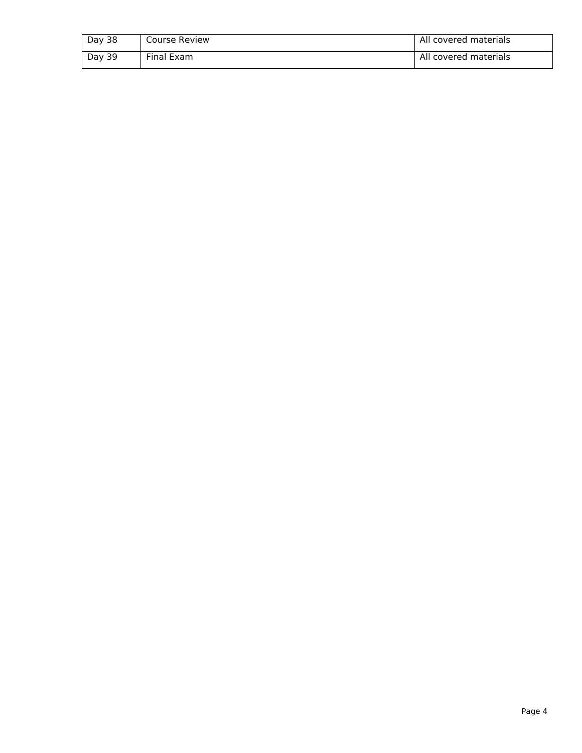| | | |
|---|---|---|
| Day 38 | Course Review | All covered materials |
| Day 39 | Final Exam | All covered materials |